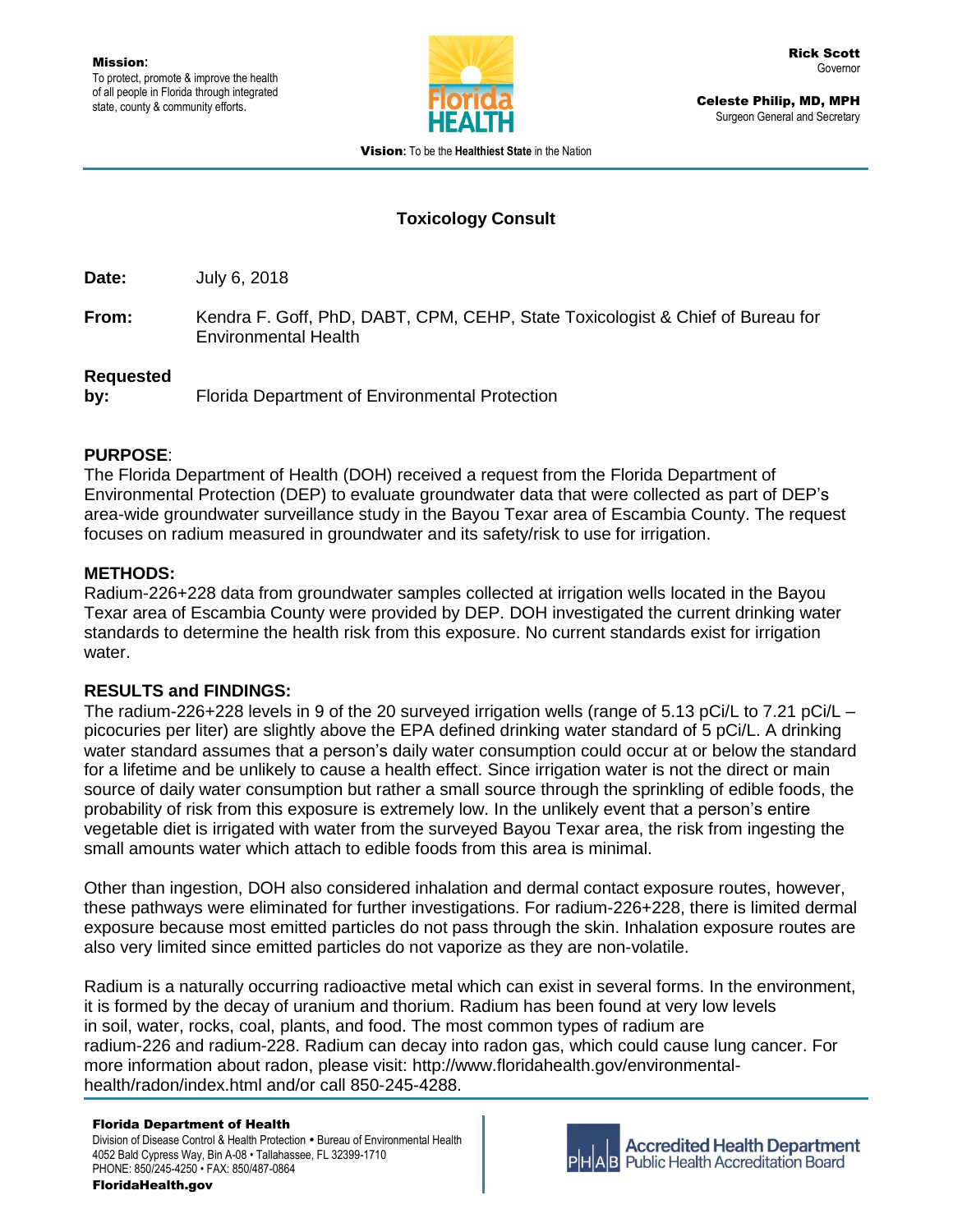**Mission**:
To protect, promote & improve the health of all people in Florida through integrated state, county & community efforts.

**Rick Scott**
Governor

**Celeste Philip, MD, MPH**
Surgeon General and Secretary

**Vision:** To be the **Healthiest State** in the Nation

## Toxicology Consult

**Date:** July 6, 2018

**From:** Kendra F. Goff, PhD, DABT, CPM, CEHP, State Toxicologist & Chief of Bureau for Environmental Health

**Requested by:** Florida Department of Environmental Protection

**PURPOSE**:
The Florida Department of Health (DOH) received a request from the Florida Department of Environmental Protection (DEP) to evaluate groundwater data that were collected as part of DEP's area-wide groundwater surveillance study in the Bayou Texar area of Escambia County. The request focuses on radium measured in groundwater and its safety/risk to use for irrigation.

**METHODS:**
Radium-226+228 data from groundwater samples collected at irrigation wells located in the Bayou Texar area of Escambia County were provided by DEP. DOH investigated the current drinking water standards to determine the health risk from this exposure. No current standards exist for irrigation water.

**RESULTS and FINDINGS:**
The radium-226+228 levels in 9 of the 20 surveyed irrigation wells (range of 5.13 pCi/L to 7.21 pCi/L – picocuries per liter) are slightly above the EPA defined drinking water standard of 5 pCi/L. A drinking water standard assumes that a person's daily water consumption could occur at or below the standard for a lifetime and be unlikely to cause a health effect. Since irrigation water is not the direct or main source of daily water consumption but rather a small source through the sprinkling of edible foods, the probability of risk from this exposure is extremely low. In the unlikely event that a person's entire vegetable diet is irrigated with water from the surveyed Bayou Texar area, the risk from ingesting the small amounts water which attach to edible foods from this area is minimal.

Other than ingestion, DOH also considered inhalation and dermal contact exposure routes, however, these pathways were eliminated for further investigations. For radium-226+228, there is limited dermal exposure because most emitted particles do not pass through the skin. Inhalation exposure routes are also very limited since emitted particles do not vaporize as they are non-volatile.

Radium is a naturally occurring radioactive metal which can exist in several forms. In the environment, it is formed by the decay of uranium and thorium. Radium has been found at very low levels in soil, water, rocks, coal, plants, and food. The most common types of radium are radium-226 and radium-228. Radium can decay into radon gas, which could cause lung cancer. For more information about radon, please visit: http://www.floridahealth.gov/environmental-health/radon/index.html and/or call 850-245-4288.

**Florida Department of Health**
Division of Disease Control & Health Protection • Bureau of Environmental Health
4052 Bald Cypress Way, Bin A-08 • Tallahassee, FL 32399-1710
PHONE: 850/245-4250 • FAX: 850/487-0864
**FloridaHealth.gov**

Accredited Health Department
Public Health Accreditation Board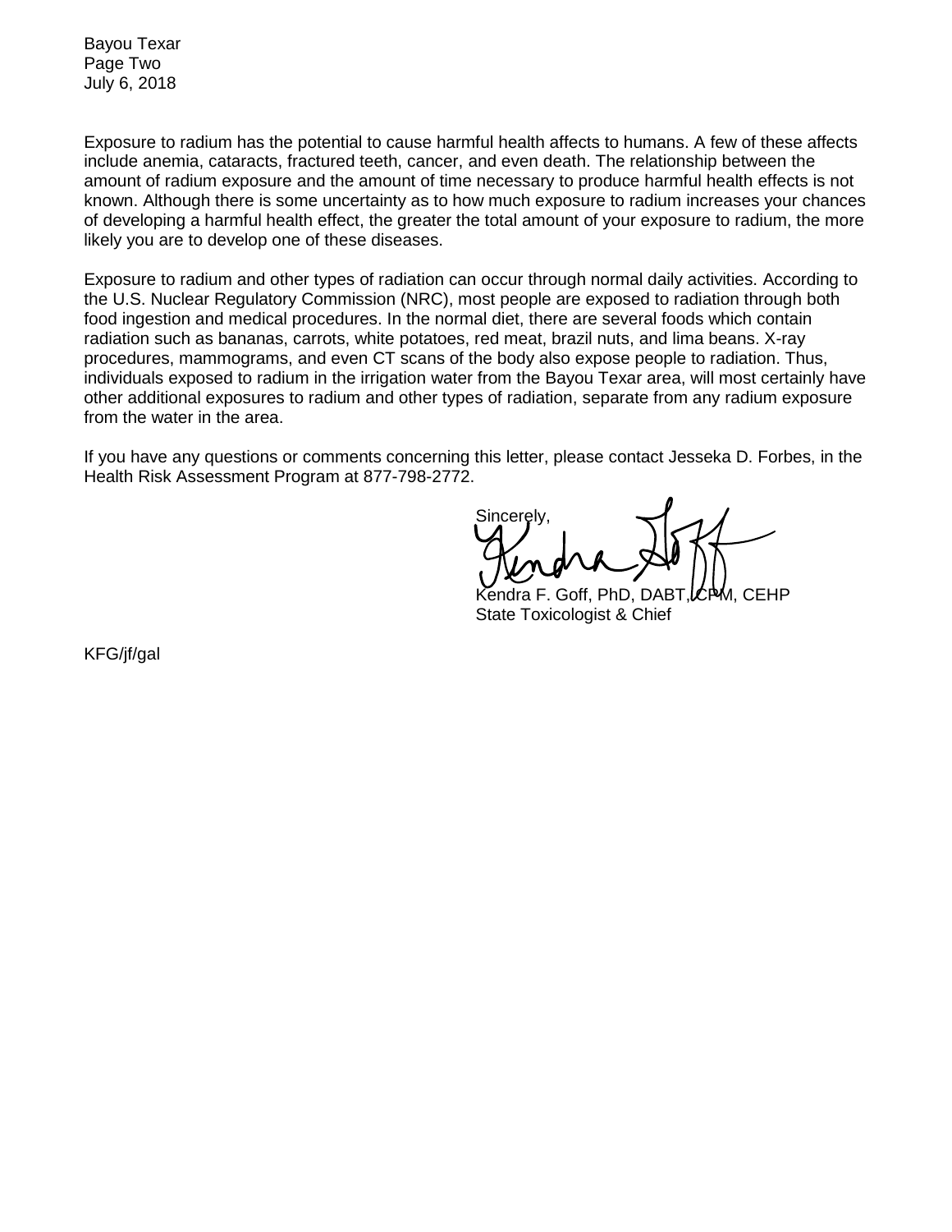Bayou Texar
Page Two
July 6, 2018

Exposure to radium has the potential to cause harmful health affects to humans. A few of these affects include anemia, cataracts, fractured teeth, cancer, and even death. The relationship between the amount of radium exposure and the amount of time necessary to produce harmful health effects is not known. Although there is some uncertainty as to how much exposure to radium increases your chances of developing a harmful health effect, the greater the total amount of your exposure to radium, the more likely you are to develop one of these diseases.

Exposure to radium and other types of radiation can occur through normal daily activities. According to the U.S. Nuclear Regulatory Commission (NRC), most people are exposed to radiation through both food ingestion and medical procedures. In the normal diet, there are several foods which contain radiation such as bananas, carrots, white potatoes, red meat, brazil nuts, and lima beans. X-ray procedures, mammograms, and even CT scans of the body also expose people to radiation. Thus, individuals exposed to radium in the irrigation water from the Bayou Texar area, will most certainly have other additional exposures to radium and other types of radiation, separate from any radium exposure from the water in the area.

If you have any questions or comments concerning this letter, please contact Jesseka D. Forbes, in the Health Risk Assessment Program at 877-798-2772.

Sincerely,

Kendra F. Goff, PhD, DABT, CPM, CEHP
State Toxicologist & Chief

KFG/jf/gal